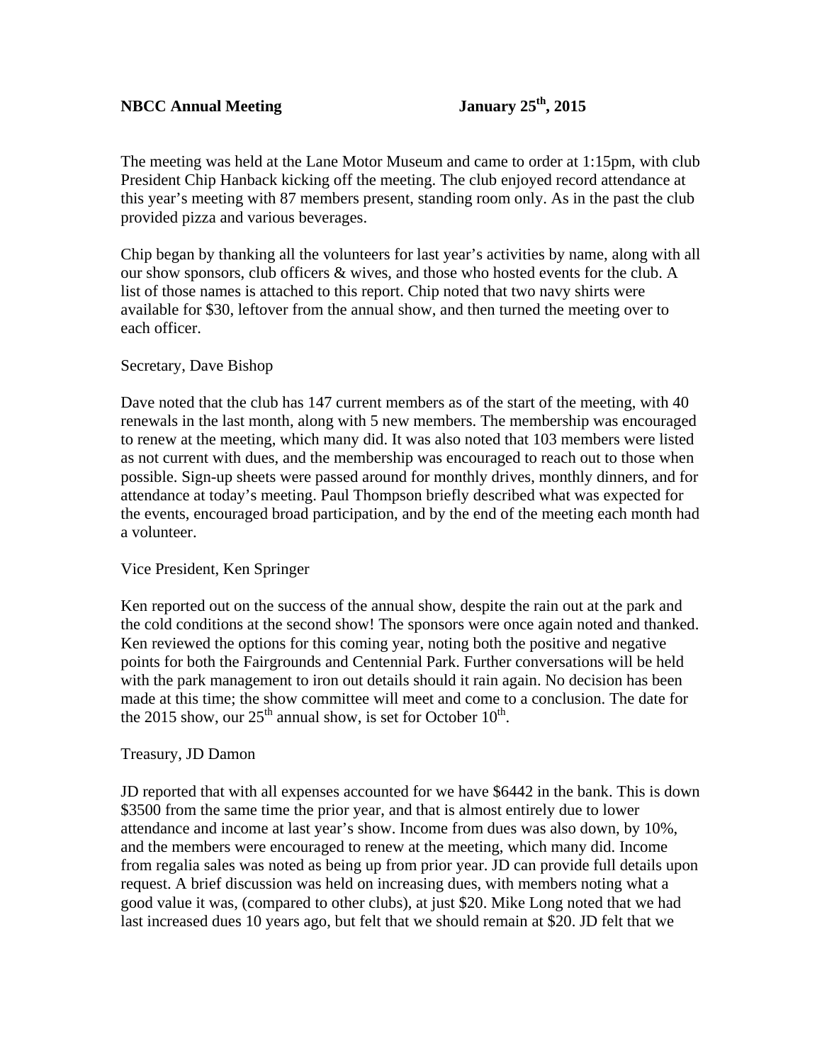**NBCC Annual Meeting** **January 25th, 2015**

The meeting was held at the Lane Motor Museum and came to order at 1:15pm, with club President Chip Hanback kicking off the meeting. The club enjoyed record attendance at this year's meeting with 87 members present, standing room only. As in the past the club provided pizza and various beverages.

Chip began by thanking all the volunteers for last year's activities by name, along with all our show sponsors, club officers & wives, and those who hosted events for the club. A list of those names is attached to this report. Chip noted that two navy shirts were available for $30, leftover from the annual show, and then turned the meeting over to each officer.

Secretary, Dave Bishop

Dave noted that the club has 147 current members as of the start of the meeting, with 40 renewals in the last month, along with 5 new members. The membership was encouraged to renew at the meeting, which many did. It was also noted that 103 members were listed as not current with dues, and the membership was encouraged to reach out to those when possible. Sign-up sheets were passed around for monthly drives, monthly dinners, and for attendance at today's meeting. Paul Thompson briefly described what was expected for the events, encouraged broad participation, and by the end of the meeting each month had a volunteer.

Vice President, Ken Springer

Ken reported out on the success of the annual show, despite the rain out at the park and the cold conditions at the second show! The sponsors were once again noted and thanked. Ken reviewed the options for this coming year, noting both the positive and negative points for both the Fairgrounds and Centennial Park. Further conversations will be held with the park management to iron out details should it rain again. No decision has been made at this time; the show committee will meet and come to a conclusion. The date for the 2015 show, our 25th annual show, is set for October 10th.

Treasury, JD Damon

JD reported that with all expenses accounted for we have $6442 in the bank. This is down $3500 from the same time the prior year, and that is almost entirely due to lower attendance and income at last year's show. Income from dues was also down, by 10%, and the members were encouraged to renew at the meeting, which many did. Income from regalia sales was noted as being up from prior year. JD can provide full details upon request. A brief discussion was held on increasing dues, with members noting what a good value it was, (compared to other clubs), at just $20. Mike Long noted that we had last increased dues 10 years ago, but felt that we should remain at $20. JD felt that we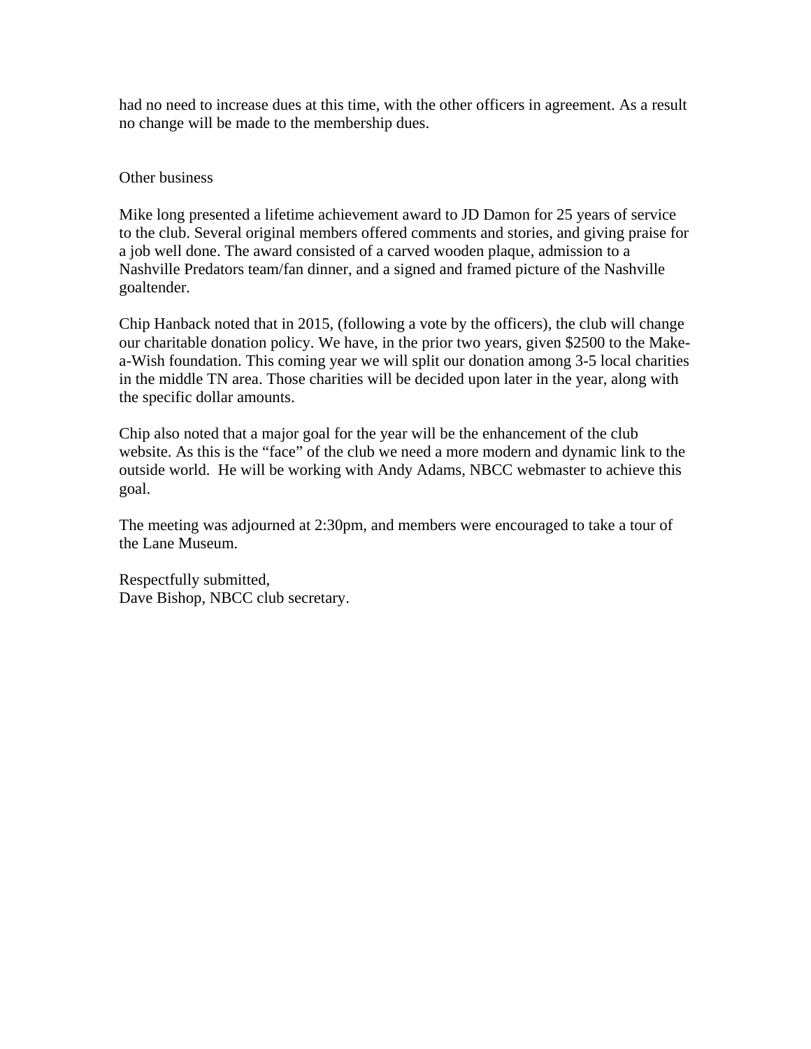had no need to increase dues at this time, with the other officers in agreement. As a result no change will be made to the membership dues.

Other business

Mike long presented a lifetime achievement award to JD Damon for 25 years of service to the club. Several original members offered comments and stories, and giving praise for a job well done. The award consisted of a carved wooden plaque, admission to a Nashville Predators team/fan dinner, and a signed and framed picture of the Nashville goaltender.

Chip Hanback noted that in 2015, (following a vote by the officers), the club will change our charitable donation policy. We have, in the prior two years, given $2500 to the Make-a-Wish foundation. This coming year we will split our donation among 3-5 local charities in the middle TN area. Those charities will be decided upon later in the year, along with the specific dollar amounts.

Chip also noted that a major goal for the year will be the enhancement of the club website. As this is the "face" of the club we need a more modern and dynamic link to the outside world.  He will be working with Andy Adams, NBCC webmaster to achieve this goal.

The meeting was adjourned at 2:30pm, and members were encouraged to take a tour of the Lane Museum.

Respectfully submitted,
Dave Bishop, NBCC club secretary.